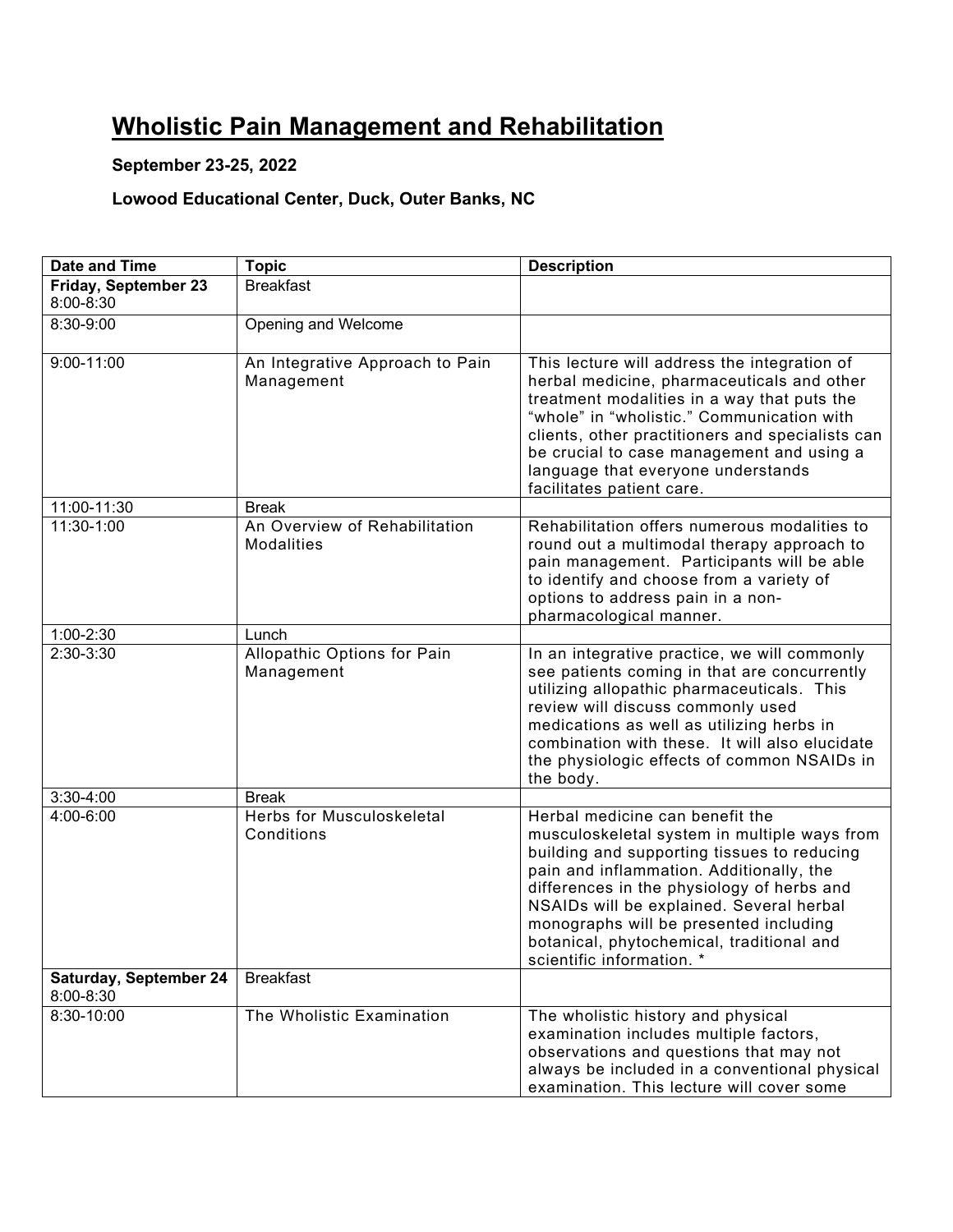# Wholistic Pain Management and Rehabilitation

**September 23-25, 2022**

**Lowood Educational Center, Duck, Outer Banks, NC**

| Date and Time | Topic | Description |
|---|---|---|
| **Friday, September 23** 8:00-8:30 | Breakfast | |
| 8:30-9:00 | Opening and Welcome | |
| 9:00-11:00 | An Integrative Approach to Pain Management | This lecture will address the integration of herbal medicine, pharmaceuticals and other treatment modalities in a way that puts the "whole" in "wholistic." Communication with clients, other practitioners and specialists can be crucial to case management and using a language that everyone understands facilitates patient care. |
| 11:00-11:30 | Break | |
| 11:30-1:00 | An Overview of Rehabilitation Modalities | Rehabilitation offers numerous modalities to round out a multimodal therapy approach to pain management. Participants will be able to identify and choose from a variety of options to address pain in a non-pharmacological manner. |
| 1:00-2:30 | Lunch | |
| 2:30-3:30 | Allopathic Options for Pain Management | In an integrative practice, we will commonly see patients coming in that are concurrently utilizing allopathic pharmaceuticals. This review will discuss commonly used medications as well as utilizing herbs in combination with these. It will also elucidate the physiologic effects of common NSAIDs in the body. |
| 3:30-4:00 | Break | |
| 4:00-6:00 | Herbs for Musculoskeletal Conditions | Herbal medicine can benefit the musculoskeletal system in multiple ways from building and supporting tissues to reducing pain and inflammation. Additionally, the differences in the physiology of herbs and NSAIDs will be explained. Several herbal monographs will be presented including botanical, phytochemical, traditional and scientific information. * |
| **Saturday, September 24** 8:00-8:30 | Breakfast | |
| 8:30-10:00 | The Wholistic Examination | The wholistic history and physical examination includes multiple factors, observations and questions that may not always be included in a conventional physical examination. This lecture will cover some |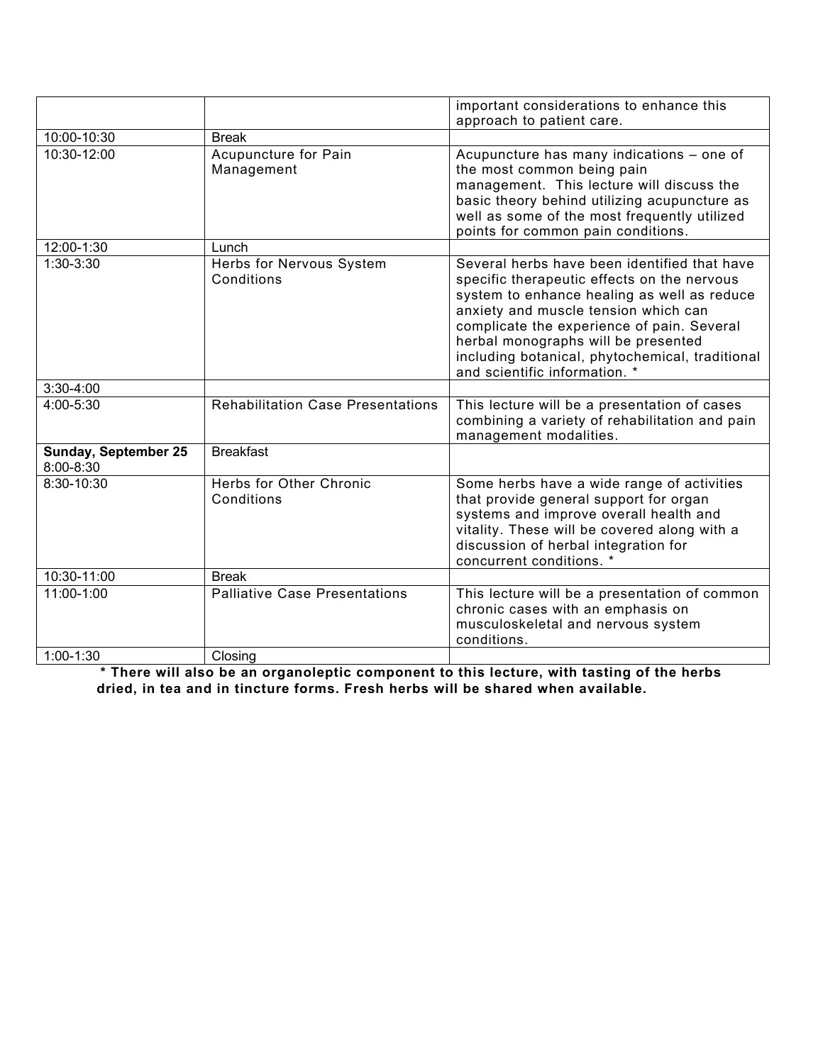| | | |
|---|---|---|
| | | important considerations to enhance this approach to patient care. |
| 10:00-10:30 | Break | |
| 10:30-12:00 | Acupuncture for Pain Management | Acupuncture has many indications – one of the most common being pain management. This lecture will discuss the basic theory behind utilizing acupuncture as well as some of the most frequently utilized points for common pain conditions. |
| 12:00-1:30 | Lunch | |
| 1:30-3:30 | Herbs for Nervous System Conditions | Several herbs have been identified that have specific therapeutic effects on the nervous system to enhance healing as well as reduce anxiety and muscle tension which can complicate the experience of pain. Several herbal monographs will be presented including botanical, phytochemical, traditional and scientific information. * |
| 3:30-4:00 | | |
| 4:00-5:30 | Rehabilitation Case Presentations | This lecture will be a presentation of cases combining a variety of rehabilitation and pain management modalities. |
| **Sunday, September 25** 8:00-8:30 | Breakfast | |
| 8:30-10:30 | Herbs for Other Chronic Conditions | Some herbs have a wide range of activities that provide general support for organ systems and improve overall health and vitality. These will be covered along with a discussion of herbal integration for concurrent conditions. * |
| 10:30-11:00 | Break | |
| 11:00-1:00 | Palliative Case Presentations | This lecture will be a presentation of common chronic cases with an emphasis on musculoskeletal and nervous system conditions. |
| 1:00-1:30 | Closing | |

**\* There will also be an organoleptic component to this lecture, with tasting of the herbs dried, in tea and in tincture forms. Fresh herbs will be shared when available.**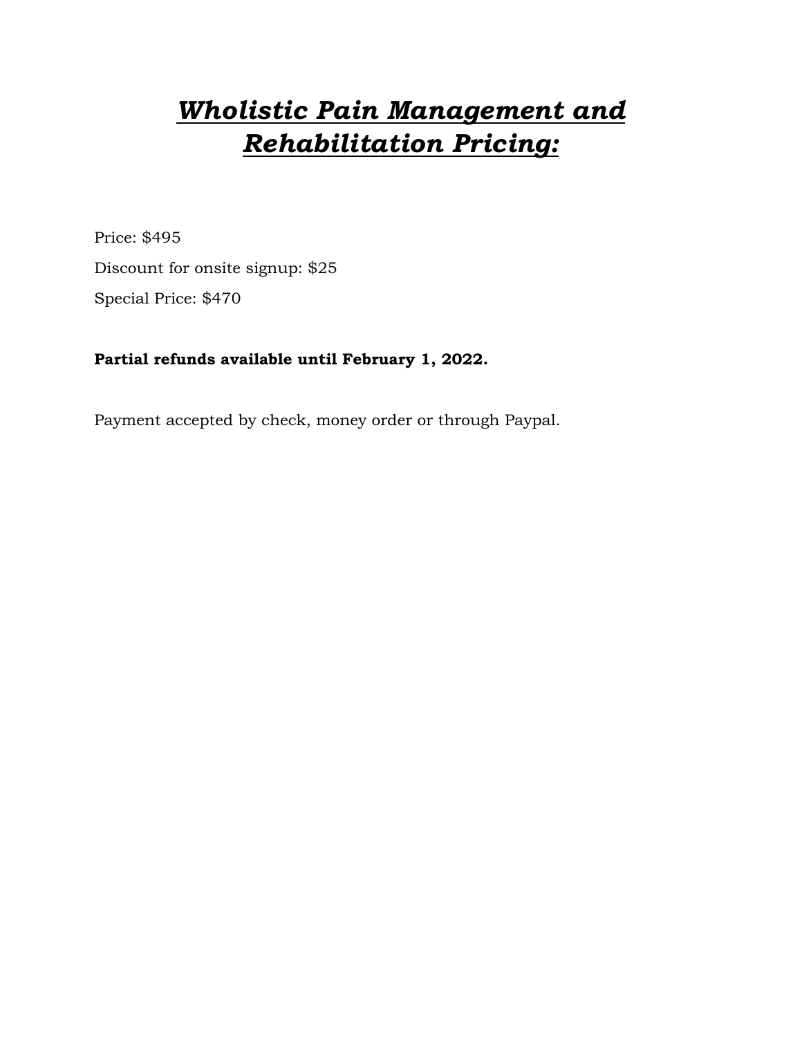# ***Wholistic Pain Management and Rehabilitation Pricing:***

Price: $495

Discount for onsite signup: $25

Special Price: $470

**Partial refunds available until February 1, 2022.**

Payment accepted by check, money order or through Paypal.